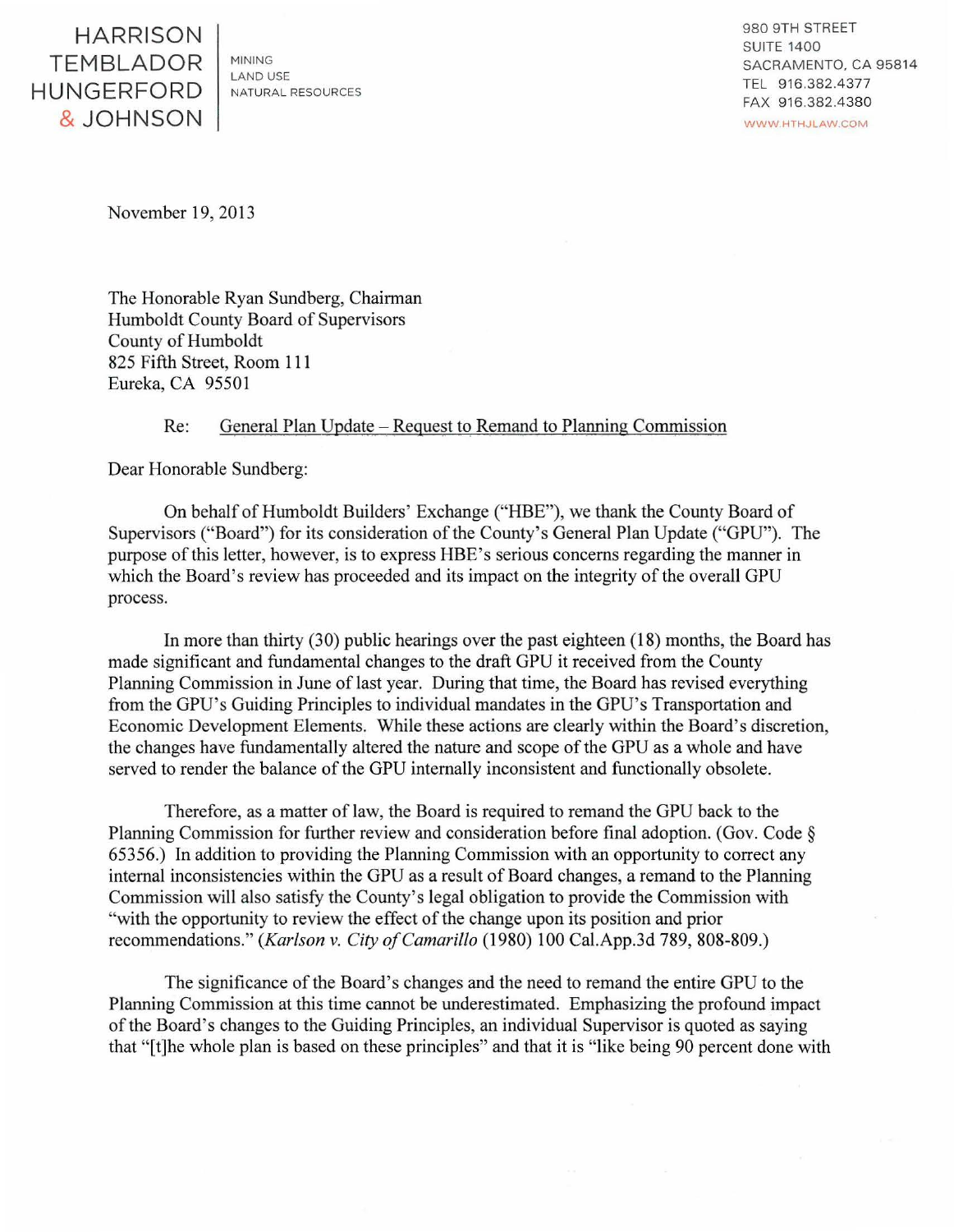HARRISON
TEMBLADOR
HUNGERFORD
& JOHNSON

MINING
LAND USE
NATURAL RESOURCES

980 9TH STREET
SUITE 1400
SACRAMENTO, CA 95814
TEL 916.382.4377
FAX 916.382.4380
WWW.HTHJLAW.COM

November 19, 2013

The Honorable Ryan Sundberg, Chairman
Humboldt County Board of Supervisors
County of Humboldt
825 Fifth Street, Room 111
Eureka, CA 95501

Re: General Plan Update – Request to Remand to Planning Commission

Dear Honorable Sundberg:

On behalf of Humboldt Builders' Exchange ("HBE"), we thank the County Board of Supervisors ("Board") for its consideration of the County's General Plan Update ("GPU"). The purpose of this letter, however, is to express HBE's serious concerns regarding the manner in which the Board's review has proceeded and its impact on the integrity of the overall GPU process.

In more than thirty (30) public hearings over the past eighteen (18) months, the Board has made significant and fundamental changes to the draft GPU it received from the County Planning Commission in June of last year. During that time, the Board has revised everything from the GPU's Guiding Principles to individual mandates in the GPU's Transportation and Economic Development Elements. While these actions are clearly within the Board's discretion, the changes have fundamentally altered the nature and scope of the GPU as a whole and have served to render the balance of the GPU internally inconsistent and functionally obsolete.

Therefore, as a matter of law, the Board is required to remand the GPU back to the Planning Commission for further review and consideration before final adoption. (Gov. Code § 65356.) In addition to providing the Planning Commission with an opportunity to correct any internal inconsistencies within the GPU as a result of Board changes, a remand to the Planning Commission will also satisfy the County's legal obligation to provide the Commission with "with the opportunity to review the effect of the change upon its position and prior recommendations." (*Karlson v. City of Camarillo* (1980) 100 Cal.App.3d 789, 808-809.)

The significance of the Board's changes and the need to remand the entire GPU to the Planning Commission at this time cannot be underestimated. Emphasizing the profound impact of the Board's changes to the Guiding Principles, an individual Supervisor is quoted as saying that "[t]he whole plan is based on these principles" and that it is "like being 90 percent done with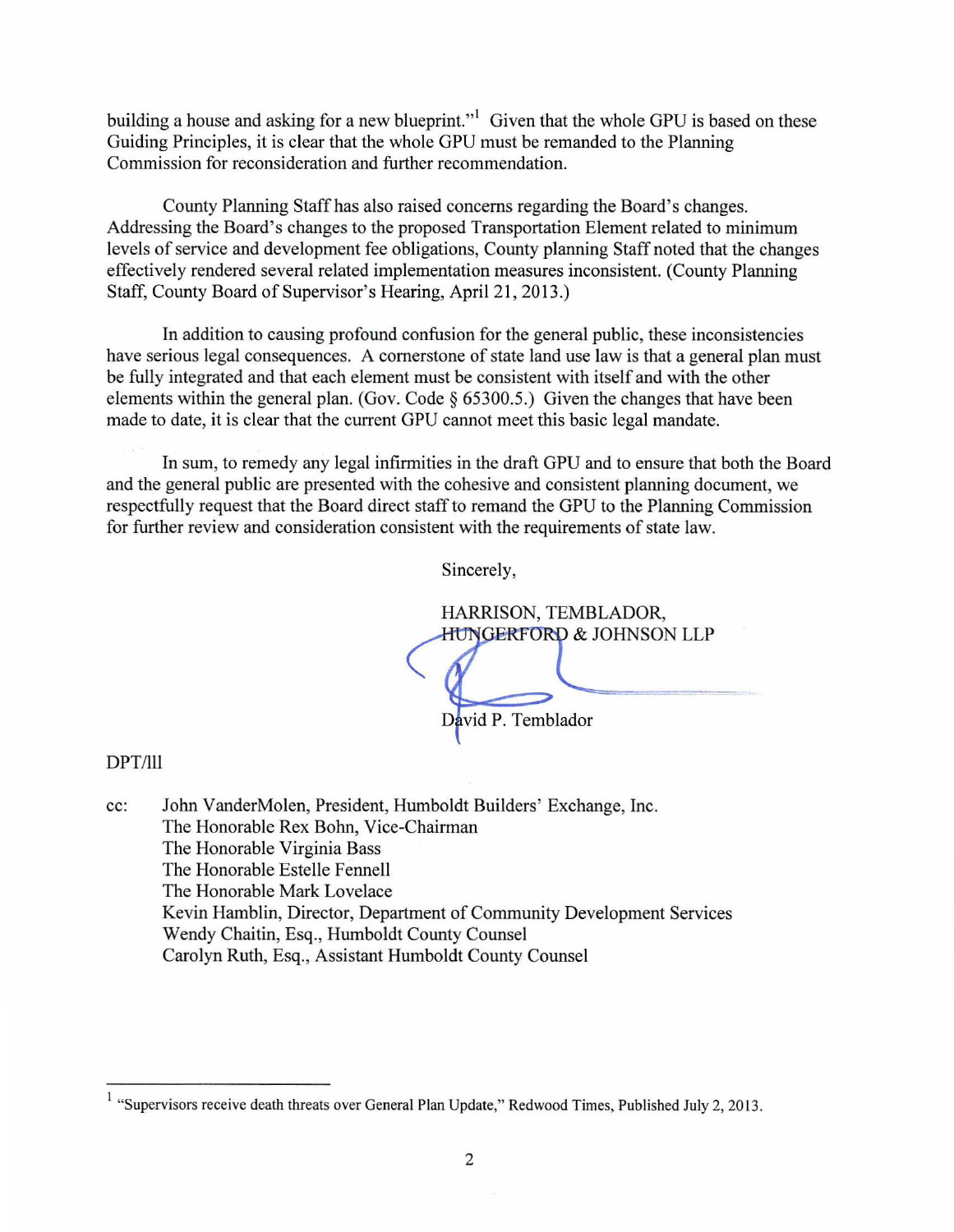building a house and asking for a new blueprint."[1] Given that the whole GPU is based on these Guiding Principles, it is clear that the whole GPU must be remanded to the Planning Commission for reconsideration and further recommendation.

County Planning Staff has also raised concerns regarding the Board's changes. Addressing the Board's changes to the proposed Transportation Element related to minimum levels of service and development fee obligations, County planning Staff noted that the changes effectively rendered several related implementation measures inconsistent. (County Planning Staff, County Board of Supervisor's Hearing, April 21, 2013.)

In addition to causing profound confusion for the general public, these inconsistencies have serious legal consequences. A cornerstone of state land use law is that a general plan must be fully integrated and that each element must be consistent with itself and with the other elements within the general plan. (Gov. Code § 65300.5.) Given the changes that have been made to date, it is clear that the current GPU cannot meet this basic legal mandate.

In sum, to remedy any legal infirmities in the draft GPU and to ensure that both the Board and the general public are presented with the cohesive and consistent planning document, we respectfully request that the Board direct staff to remand the GPU to the Planning Commission for further review and consideration consistent with the requirements of state law.

Sincerely,

HARRISON, TEMBLADOR,
HUNGERFORD & JOHNSON LLP

David P. Temblador

DPT/lll

cc: John VanderMolen, President, Humboldt Builders' Exchange, Inc.
The Honorable Rex Bohn, Vice-Chairman
The Honorable Virginia Bass
The Honorable Estelle Fennell
The Honorable Mark Lovelace
Kevin Hamblin, Director, Department of Community Development Services
Wendy Chaitin, Esq., Humboldt County Counsel
Carolyn Ruth, Esq., Assistant Humboldt County Counsel

---

[1] "Supervisors receive death threats over General Plan Update," Redwood Times, Published July 2, 2013.